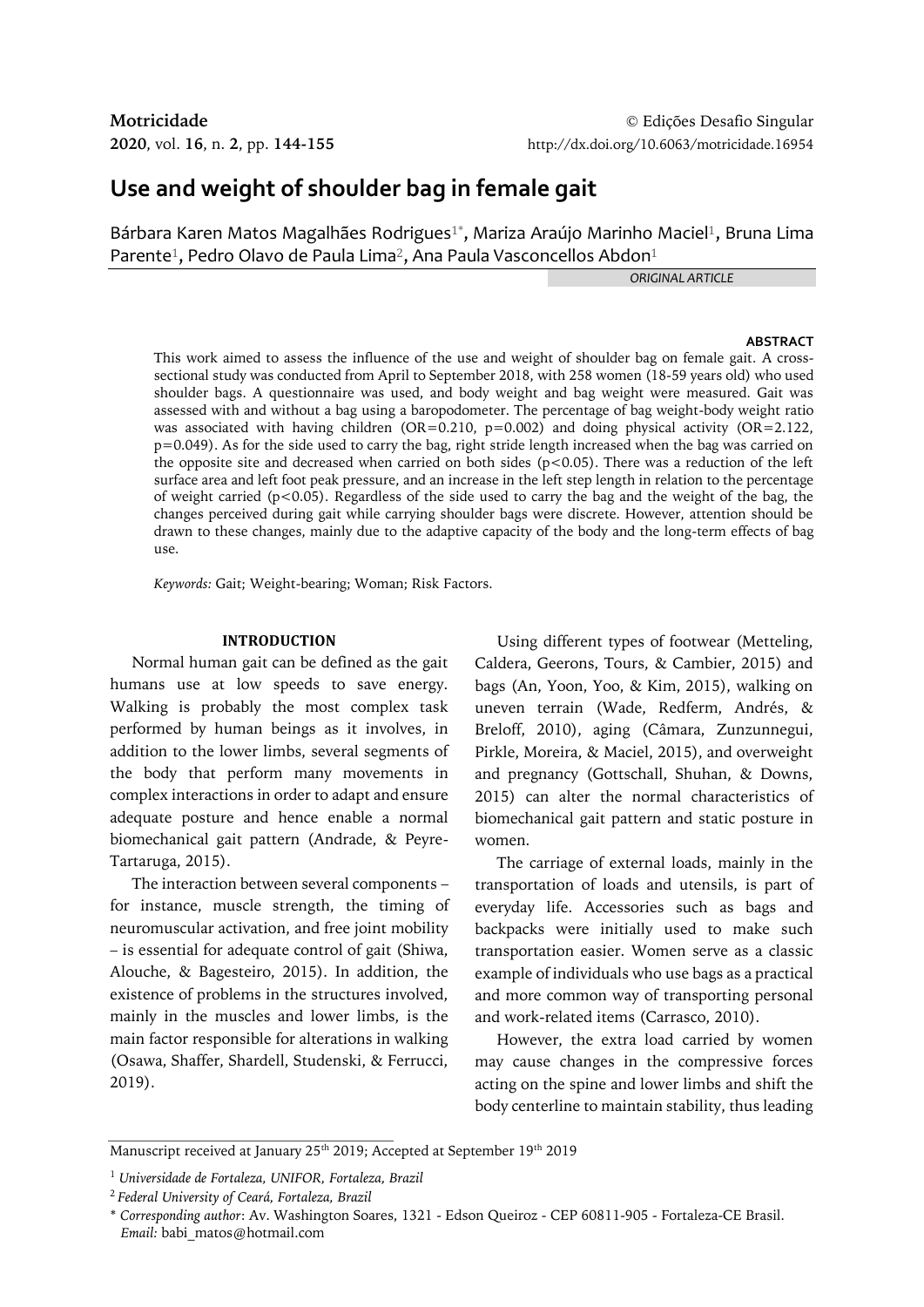# Use and weight of shoulder bag in female gait

Bárbara Karen Matos Magalhães Rodrigues[1*], Mariza Araújo Marinho Maciel[1], Bruna Lima Parente[1], Pedro Olavo de Paula Lima[2], Ana Paula Vasconcellos Abdon[1]

*ORIGINAL ARTICLE*

## ABSTRACT

This work aimed to assess the influence of the use and weight of shoulder bag on female gait. A cross-sectional study was conducted from April to September 2018, with 258 women (18-59 years old) who used shoulder bags. A questionnaire was used, and body weight and bag weight were measured. Gait was assessed with and without a bag using a baropodometer. The percentage of bag weight-body weight ratio was associated with having children (OR=0.210, p=0.002) and doing physical activity (OR=2.122, p=0.049). As for the side used to carry the bag, right stride length increased when the bag was carried on the opposite site and decreased when carried on both sides ($p<0.05$). There was a reduction of the left surface area and left foot peak pressure, and an increase in the left step length in relation to the percentage of weight carried ($p<0.05$). Regardless of the side used to carry the bag and the weight of the bag, the changes perceived during gait while carrying shoulder bags were discrete. However, attention should be drawn to these changes, mainly due to the adaptive capacity of the body and the long-term effects of bag use.

*Keywords:* Gait; Weight-bearing; Woman; Risk Factors.

## INTRODUCTION

Normal human gait can be defined as the gait humans use at low speeds to save energy. Walking is probably the most complex task performed by human beings as it involves, in addition to the lower limbs, several segments of the body that perform many movements in complex interactions in order to adapt and ensure adequate posture and hence enable a normal biomechanical gait pattern (Andrade, & Peyre-Tartaruga, 2015).

The interaction between several components – for instance, muscle strength, the timing of neuromuscular activation, and free joint mobility – is essential for adequate control of gait (Shiwa, Alouche, & Bagesteiro, 2015). In addition, the existence of problems in the structures involved, mainly in the muscles and lower limbs, is the main factor responsible for alterations in walking (Osawa, Shaffer, Shardell, Studenski, & Ferrucci, 2019).

Using different types of footwear (Metteling, Caldera, Geerons, Tours, & Cambier, 2015) and bags (An, Yoon, Yoo, & Kim, 2015), walking on uneven terrain (Wade, Redferm, Andrés, & Breloff, 2010), aging (Câmara, Zunzunnegui, Pirkle, Moreira, & Maciel, 2015), and overweight and pregnancy (Gottschall, Shuhan, & Downs, 2015) can alter the normal characteristics of biomechanical gait pattern and static posture in women.

The carriage of external loads, mainly in the transportation of loads and utensils, is part of everyday life. Accessories such as bags and backpacks were initially used to make such transportation easier. Women serve as a classic example of individuals who use bags as a practical and more common way of transporting personal and work-related items (Carrasco, 2010).

However, the extra load carried by women may cause changes in the compressive forces acting on the spine and lower limbs and shift the body centerline to maintain stability, thus leading

Manuscript received at January 25th 2019; Accepted at September 19th 2019

[1] *Universidade de Fortaleza, UNIFOR, Fortaleza, Brazil*

[2] *Federal University of Ceará, Fortaleza, Brazil*

\* *Corresponding author*: Av. Washington Soares, 1321 - Edson Queiroz - CEP 60811-905 - Fortaleza-CE Brasil. *Email:* babi_matos@hotmail.com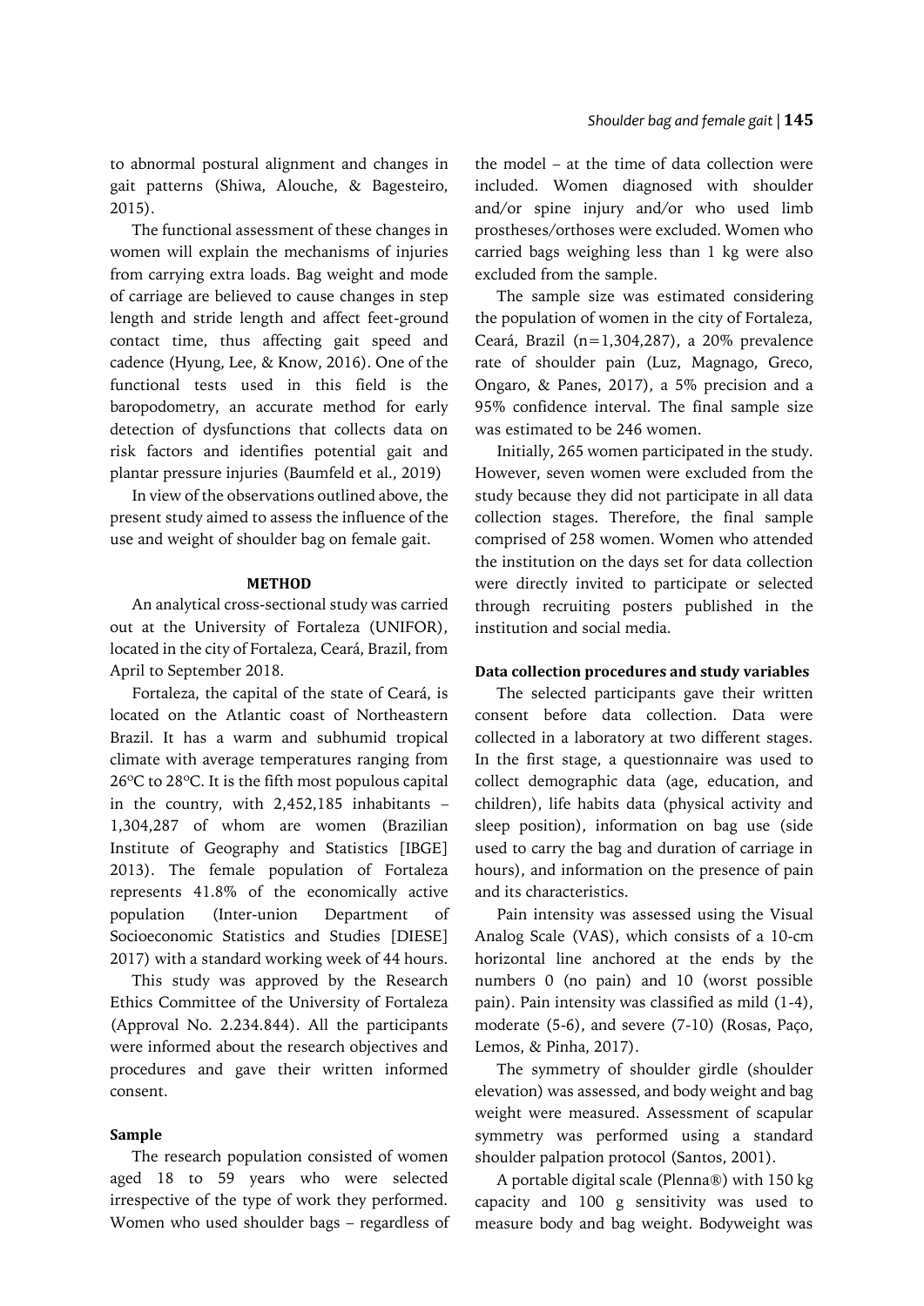to abnormal postural alignment and changes in gait patterns (Shiwa, Alouche, & Bagesteiro, 2015).

The functional assessment of these changes in women will explain the mechanisms of injuries from carrying extra loads. Bag weight and mode of carriage are believed to cause changes in step length and stride length and affect feet-ground contact time, thus affecting gait speed and cadence (Hyung, Lee, & Know, 2016). One of the functional tests used in this field is the baropodometry, an accurate method for early detection of dysfunctions that collects data on risk factors and identifies potential gait and plantar pressure injuries (Baumfeld et al., 2019)

In view of the observations outlined above, the present study aimed to assess the influence of the use and weight of shoulder bag on female gait.

## METHOD

An analytical cross-sectional study was carried out at the University of Fortaleza (UNIFOR), located in the city of Fortaleza, Ceará, Brazil, from April to September 2018.

Fortaleza, the capital of the state of Ceará, is located on the Atlantic coast of Northeastern Brazil. It has a warm and subhumid tropical climate with average temperatures ranging from 26ºC to 28ºC. It is the fifth most populous capital in the country, with 2,452,185 inhabitants – 1,304,287 of whom are women (Brazilian Institute of Geography and Statistics [IBGE] 2013). The female population of Fortaleza represents 41.8% of the economically active population (Inter-union Department of Socioeconomic Statistics and Studies [DIESE] 2017) with a standard working week of 44 hours.

This study was approved by the Research Ethics Committee of the University of Fortaleza (Approval No. 2.234.844). All the participants were informed about the research objectives and procedures and gave their written informed consent.

### Sample

The research population consisted of women aged 18 to 59 years who were selected irrespective of the type of work they performed. Women who used shoulder bags – regardless of the model – at the time of data collection were included. Women diagnosed with shoulder and/or spine injury and/or who used limb prostheses/orthoses were excluded. Women who carried bags weighing less than 1 kg were also excluded from the sample.

The sample size was estimated considering the population of women in the city of Fortaleza, Ceará, Brazil (n=1,304,287), a 20% prevalence rate of shoulder pain (Luz, Magnago, Greco, Ongaro, & Panes, 2017), a 5% precision and a 95% confidence interval. The final sample size was estimated to be 246 women.

Initially, 265 women participated in the study. However, seven women were excluded from the study because they did not participate in all data collection stages. Therefore, the final sample comprised of 258 women. Women who attended the institution on the days set for data collection were directly invited to participate or selected through recruiting posters published in the institution and social media.

### Data collection procedures and study variables

The selected participants gave their written consent before data collection. Data were collected in a laboratory at two different stages. In the first stage, a questionnaire was used to collect demographic data (age, education, and children), life habits data (physical activity and sleep position), information on bag use (side used to carry the bag and duration of carriage in hours), and information on the presence of pain and its characteristics.

Pain intensity was assessed using the Visual Analog Scale (VAS), which consists of a 10-cm horizontal line anchored at the ends by the numbers 0 (no pain) and 10 (worst possible pain). Pain intensity was classified as mild (1-4), moderate (5-6), and severe (7-10) (Rosas, Paço, Lemos, & Pinha, 2017).

The symmetry of shoulder girdle (shoulder elevation) was assessed, and body weight and bag weight were measured. Assessment of scapular symmetry was performed using a standard shoulder palpation protocol (Santos, 2001).

A portable digital scale (Plenna®) with 150 kg capacity and 100 g sensitivity was used to measure body and bag weight. Bodyweight was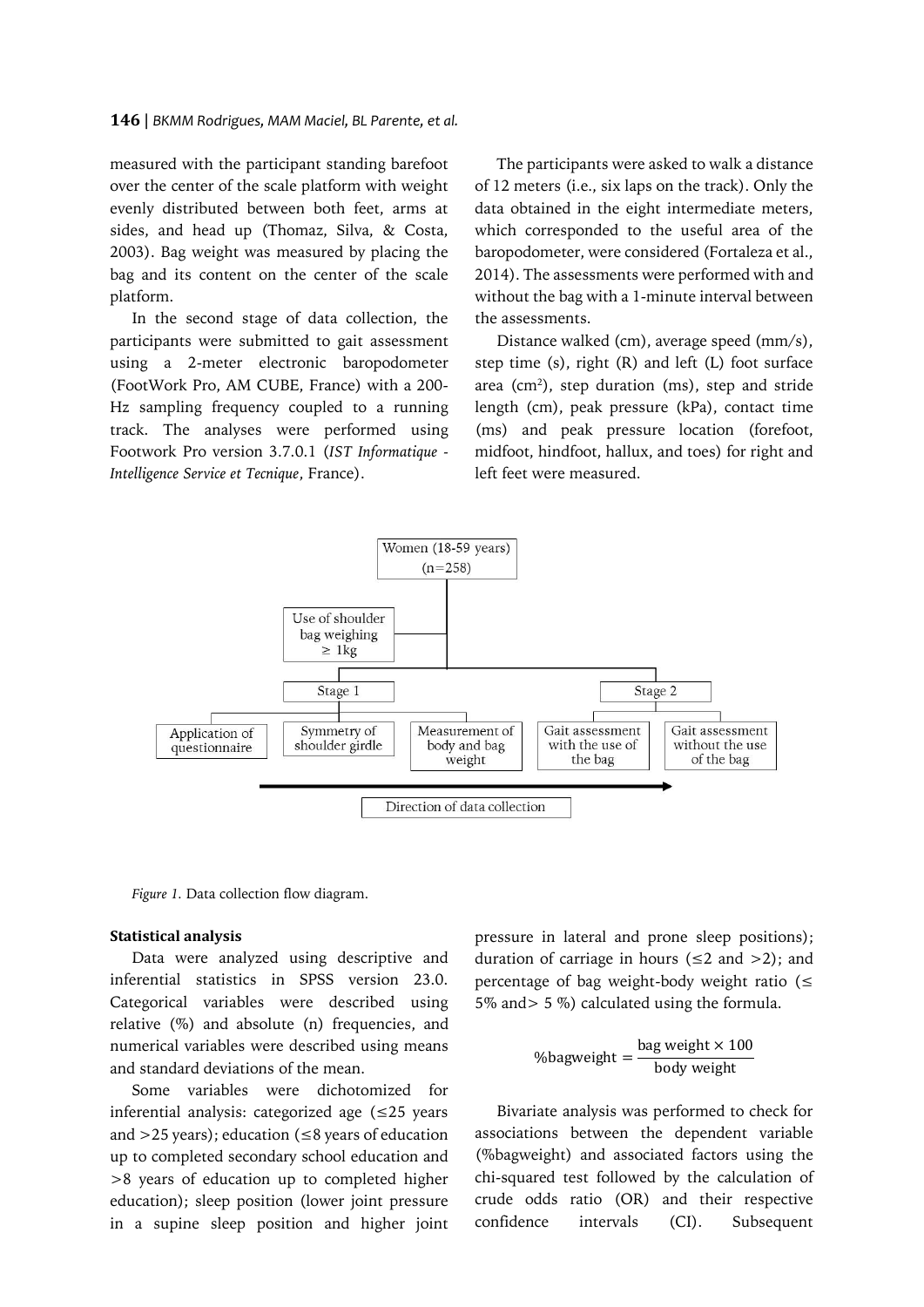measured with the participant standing barefoot over the center of the scale platform with weight evenly distributed between both feet, arms at sides, and head up (Thomaz, Silva, & Costa, 2003). Bag weight was measured by placing the bag and its content on the center of the scale platform.

In the second stage of data collection, the participants were submitted to gait assessment using a 2-meter electronic baropodometer (FootWork Pro, AM CUBE, France) with a 200-Hz sampling frequency coupled to a running track. The analyses were performed using Footwork Pro version 3.7.0.1 (*IST Informatique - Intelligence Service et Tecnique*, France).

The participants were asked to walk a distance of 12 meters (i.e., six laps on the track). Only the data obtained in the eight intermediate meters, which corresponded to the useful area of the baropodometer, were considered (Fortaleza et al., 2014). The assessments were performed with and without the bag with a 1-minute interval between the assessments.

Distance walked (cm), average speed (mm/s), step time (s), right (R) and left (L) foot surface area (cm²), step duration (ms), step and stride length (cm), peak pressure (kPa), contact time (ms) and peak pressure location (forefoot, midfoot, hindfoot, hallux, and toes) for right and left feet were measured.

Women (18-59 years) (n=258)

Use of shoulder bag weighing ≥ 1kg

Stage 1: Application of questionnaire; Symmetry of shoulder girdle; Measurement of body and bag weight

Stage 2: Gait assessment with the use of the bag; Gait assessment without the use of the bag

Direction of data collection

*Figure 1.* Data collection flow diagram.

**Statistical analysis**

Data were analyzed using descriptive and inferential statistics in SPSS version 23.0. Categorical variables were described using relative (%) and absolute (n) frequencies, and numerical variables were described using means and standard deviations of the mean.

Some variables were dichotomized for inferential analysis: categorized age (≤25 years and >25 years); education (≤8 years of education up to completed secondary school education and >8 years of education up to completed higher education); sleep position (lower joint pressure in a supine sleep position and higher joint pressure in lateral and prone sleep positions); duration of carriage in hours (≤2 and >2); and percentage of bag weight-body weight ratio (≤ 5% and> 5 %) calculated using the formula.

$$\%\text{bagweight} = \frac{\text{bag weight} \times 100}{\text{body weight}}$$

Bivariate analysis was performed to check for associations between the dependent variable (%bagweight) and associated factors using the chi-squared test followed by the calculation of crude odds ratio (OR) and their respective confidence intervals (CI). Subsequent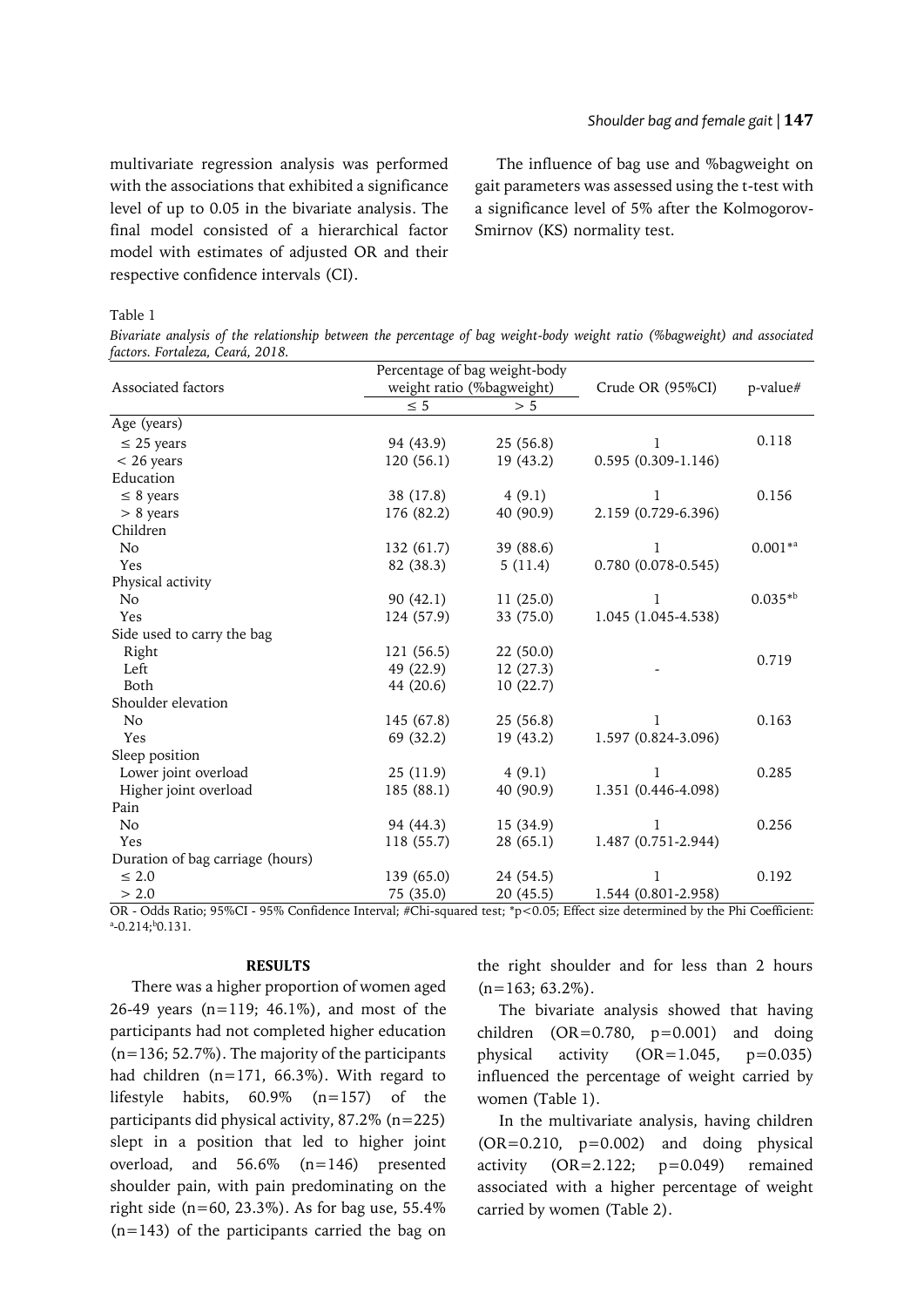multivariate regression analysis was performed with the associations that exhibited a significance level of up to 0.05 in the bivariate analysis. The final model consisted of a hierarchical factor model with estimates of adjusted OR and their respective confidence intervals (CI).

The influence of bag use and %bagweight on gait parameters was assessed using the t-test with a significance level of 5% after the Kolmogorov-Smirnov (KS) normality test.

Table 1

*Bivariate analysis of the relationship between the percentage of bag weight-body weight ratio (%bagweight) and associated factors. Fortaleza, Ceará, 2018.*

| Associated factors | Percentage of bag weight-body weight ratio (%bagweight) | | Crude OR (95%CI) | p-value# |
|---|---|---|---|---|
| | ≤ 5 | > 5 | | |
| Age (years) | | | | |
| ≤ 25 years | 94 (43.9) | 25 (56.8) | 1 | 0.118 |
| < 26 years | 120 (56.1) | 19 (43.2) | 0.595 (0.309-1.146) | |
| Education | | | | |
| ≤ 8 years | 38 (17.8) | 4 (9.1) | 1 | 0.156 |
| > 8 years | 176 (82.2) | 40 (90.9) | 2.159 (0.729-6.396) | |
| Children | | | | |
| No | 132 (61.7) | 39 (88.6) | 1 | 0.001*[a] |
| Yes | 82 (38.3) | 5 (11.4) | 0.780 (0.078-0.545) | |
| Physical activity | | | | |
| No | 90 (42.1) | 11 (25.0) | 1 | 0.035*[b] |
| Yes | 124 (57.9) | 33 (75.0) | 1.045 (1.045-4.538) | |
| Side used to carry the bag | | | | |
| Right | 121 (56.5) | 22 (50.0) | | 0.719 |
| Left | 49 (22.9) | 12 (27.3) | - | |
| Both | 44 (20.6) | 10 (22.7) | | |
| Shoulder elevation | | | | |
| No | 145 (67.8) | 25 (56.8) | 1 | 0.163 |
| Yes | 69 (32.2) | 19 (43.2) | 1.597 (0.824-3.096) | |
| Sleep position | | | | |
| Lower joint overload | 25 (11.9) | 4 (9.1) | 1 | 0.285 |
| Higher joint overload | 185 (88.1) | 40 (90.9) | 1.351 (0.446-4.098) | |
| Pain | | | | |
| No | 94 (44.3) | 15 (34.9) | 1 | 0.256 |
| Yes | 118 (55.7) | 28 (65.1) | 1.487 (0.751-2.944) | |
| Duration of bag carriage (hours) | | | | |
| ≤ 2.0 | 139 (65.0) | 24 (54.5) | 1 | 0.192 |
| > 2.0 | 75 (35.0) | 20 (45.5) | 1.544 (0.801-2.958) | |

OR - Odds Ratio; 95%CI - 95% Confidence Interval; #Chi-squared test; *p<0.05; Effect size determined by the Phi Coefficient: [a]-0.214;[b]0.131.

## RESULTS

There was a higher proportion of women aged 26-49 years (n=119; 46.1%), and most of the participants had not completed higher education (n=136; 52.7%). The majority of the participants had children (n=171, 66.3%). With regard to lifestyle habits, 60.9% (n=157) of the participants did physical activity, 87.2% (n=225) slept in a position that led to higher joint overload, and 56.6% (n=146) presented shoulder pain, with pain predominating on the right side (n=60, 23.3%). As for bag use, 55.4% (n=143) of the participants carried the bag on the right shoulder and for less than 2 hours (n=163; 63.2%).

The bivariate analysis showed that having children (OR=0.780, p=0.001) and doing physical activity (OR=1.045, p=0.035) influenced the percentage of weight carried by women (Table 1).

In the multivariate analysis, having children (OR=0.210, p=0.002) and doing physical activity (OR=2.122; p=0.049) remained associated with a higher percentage of weight carried by women (Table 2).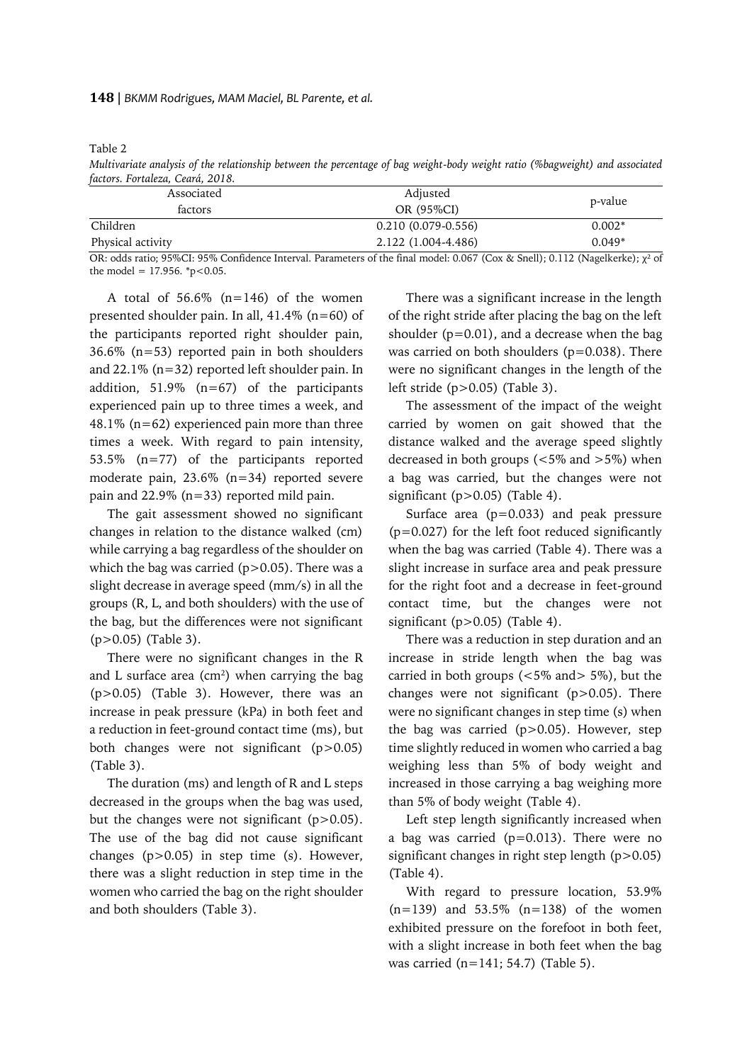Table 2

*Multivariate analysis of the relationship between the percentage of bag weight-body weight ratio (%bagweight) and associated factors. Fortaleza, Ceará, 2018.*

| Associated factors | Adjusted OR (95%CI) | p-value |
|---|---|---|
| Children | 0.210 (0.079-0.556) | 0.002* |
| Physical activity | 2.122 (1.004-4.486) | 0.049* |

OR: odds ratio; 95%CI: 95% Confidence Interval. Parameters of the final model: 0.067 (Cox & Snell); 0.112 (Nagelkerke); $\chi^2$ of the model = 17.956. *$p<0.05$.

A total of 56.6% (n=146) of the women presented shoulder pain. In all, 41.4% (n=60) of the participants reported right shoulder pain, 36.6% (n=53) reported pain in both shoulders and 22.1% (n=32) reported left shoulder pain. In addition, 51.9% (n=67) of the participants experienced pain up to three times a week, and 48.1% (n=62) experienced pain more than three times a week. With regard to pain intensity, 53.5% (n=77) of the participants reported moderate pain, 23.6% (n=34) reported severe pain and 22.9% (n=33) reported mild pain.

The gait assessment showed no significant changes in relation to the distance walked (cm) while carrying a bag regardless of the shoulder on which the bag was carried ($p>0.05$). There was a slight decrease in average speed (mm/s) in all the groups (R, L, and both shoulders) with the use of the bag, but the differences were not significant ($p>0.05$) (Table 3).

There were no significant changes in the R and L surface area ($cm^2$) when carrying the bag ($p>0.05$) (Table 3). However, there was an increase in peak pressure (kPa) in both feet and a reduction in feet-ground contact time (ms), but both changes were not significant ($p>0.05$) (Table 3).

The duration (ms) and length of R and L steps decreased in the groups when the bag was used, but the changes were not significant ($p>0.05$). The use of the bag did not cause significant changes ($p>0.05$) in step time (s). However, there was a slight reduction in step time in the women who carried the bag on the right shoulder and both shoulders (Table 3).

There was a significant increase in the length of the right stride after placing the bag on the left shoulder ($p=0.01$), and a decrease when the bag was carried on both shoulders ($p=0.038$). There were no significant changes in the length of the left stride ($p>0.05$) (Table 3).

The assessment of the impact of the weight carried by women on gait showed that the distance walked and the average speed slightly decreased in both groups (<5% and >5%) when a bag was carried, but the changes were not significant ($p>0.05$) (Table 4).

Surface area ($p=0.033$) and peak pressure ($p=0.027$) for the left foot reduced significantly when the bag was carried (Table 4). There was a slight increase in surface area and peak pressure for the right foot and a decrease in feet-ground contact time, but the changes were not significant ($p>0.05$) (Table 4).

There was a reduction in step duration and an increase in stride length when the bag was carried in both groups (<5% and> 5%), but the changes were not significant ($p>0.05$). There were no significant changes in step time (s) when the bag was carried ($p>0.05$). However, step time slightly reduced in women who carried a bag weighing less than 5% of body weight and increased in those carrying a bag weighing more than 5% of body weight (Table 4).

Left step length significantly increased when a bag was carried ($p=0.013$). There were no significant changes in right step length ($p>0.05$) (Table 4).

With regard to pressure location, 53.9% (n=139) and 53.5% (n=138) of the women exhibited pressure on the forefoot in both feet, with a slight increase in both feet when the bag was carried (n=141; 54.7) (Table 5).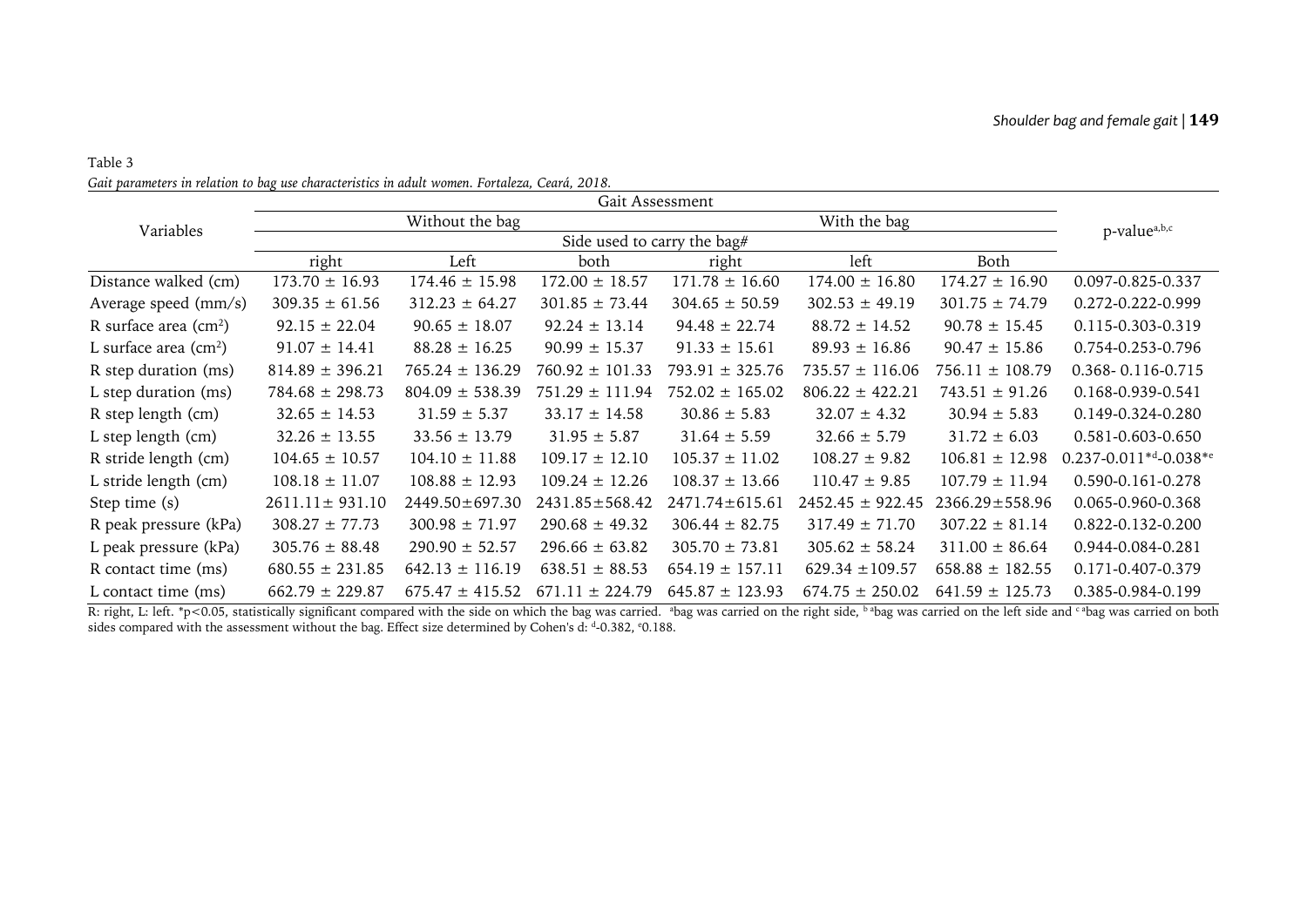Table 3

*Gait parameters in relation to bag use characteristics in adult women. Fortaleza, Ceará, 2018.*

| Variables | Gait Assessment | | | | | | p-value[a,b,c] |
|---|---|---|---|---|---|---|---|
| | Without the bag | | | With the bag | | | |
| | Side used to carry the bag# | | | | | | |
| | right | Left | both | right | left | Both | |
| Distance walked (cm) | 173.70 ± 16.93 | 174.46 ± 15.98 | 172.00 ± 18.57 | 171.78 ± 16.60 | 174.00 ± 16.80 | 174.27 ± 16.90 | 0.097-0.825-0.337 |
| Average speed (mm/s) | 309.35 ± 61.56 | 312.23 ± 64.27 | 301.85 ± 73.44 | 304.65 ± 50.59 | 302.53 ± 49.19 | 301.75 ± 74.79 | 0.272-0.222-0.999 |
| R surface area ($cm^2$) | 92.15 ± 22.04 | 90.65 ± 18.07 | 92.24 ± 13.14 | 94.48 ± 22.74 | 88.72 ± 14.52 | 90.78 ± 15.45 | 0.115-0.303-0.319 |
| L surface area ($cm^2$) | 91.07 ± 14.41 | 88.28 ± 16.25 | 90.99 ± 15.37 | 91.33 ± 15.61 | 89.93 ± 16.86 | 90.47 ± 15.86 | 0.754-0.253-0.796 |
| R step duration (ms) | 814.89 ± 396.21 | 765.24 ± 136.29 | 760.92 ± 101.33 | 793.91 ± 325.76 | 735.57 ± 116.06 | 756.11 ± 108.79 | 0.368- 0.116-0.715 |
| L step duration (ms) | 784.68 ± 298.73 | 804.09 ± 538.39 | 751.29 ± 111.94 | 752.02 ± 165.02 | 806.22 ± 422.21 | 743.51 ± 91.26 | 0.168-0.939-0.541 |
| R step length (cm) | 32.65 ± 14.53 | 31.59 ± 5.37 | 33.17 ± 14.58 | 30.86 ± 5.83 | 32.07 ± 4.32 | 30.94 ± 5.83 | 0.149-0.324-0.280 |
| L step length (cm) | 32.26 ± 13.55 | 33.56 ± 13.79 | 31.95 ± 5.87 | 31.64 ± 5.59 | 32.66 ± 5.79 | 31.72 ± 6.03 | 0.581-0.603-0.650 |
| R stride length (cm) | 104.65 ± 10.57 | 104.10 ± 11.88 | 109.17 ± 12.10 | 105.37 ± 11.02 | 108.27 ± 9.82 | 106.81 ± 12.98 | 0.237-0.011*[d]-0.038*[e] |
| L stride length (cm) | 108.18 ± 11.07 | 108.88 ± 12.93 | 109.24 ± 12.26 | 108.37 ± 13.66 | 110.47 ± 9.85 | 107.79 ± 11.94 | 0.590-0.161-0.278 |
| Step time (s) | 2611.11± 931.10 | 2449.50±697.30 | 2431.85±568.42 | 2471.74±615.61 | 2452.45 ± 922.45 | 2366.29±558.96 | 0.065-0.960-0.368 |
| R peak pressure (kPa) | 308.27 ± 77.73 | 300.98 ± 71.97 | 290.68 ± 49.32 | 306.44 ± 82.75 | 317.49 ± 71.70 | 307.22 ± 81.14 | 0.822-0.132-0.200 |
| L peak pressure (kPa) | 305.76 ± 88.48 | 290.90 ± 52.57 | 296.66 ± 63.82 | 305.70 ± 73.81 | 305.62 ± 58.24 | 311.00 ± 86.64 | 0.944-0.084-0.281 |
| R contact time (ms) | 680.55 ± 231.85 | 642.13 ± 116.19 | 638.51 ± 88.53 | 654.19 ± 157.11 | 629.34 ±109.57 | 658.88 ± 182.55 | 0.171-0.407-0.379 |
| L contact time (ms) | 662.79 ± 229.87 | 675.47 ± 415.52 | 671.11 ± 224.79 | 645.87 ± 123.93 | 674.75 ± 250.02 | 641.59 ± 125.73 | 0.385-0.984-0.199 |

R: right, L: left. *$p<0.05$, statistically significant compared with the side on which the bag was carried. [a]bag was carried on the right side, [b a]bag was carried on the left side and [c a]bag was carried on both sides compared with the assessment without the bag. Effect size determined by Cohen's d: [d]-0.382, [e]0.188.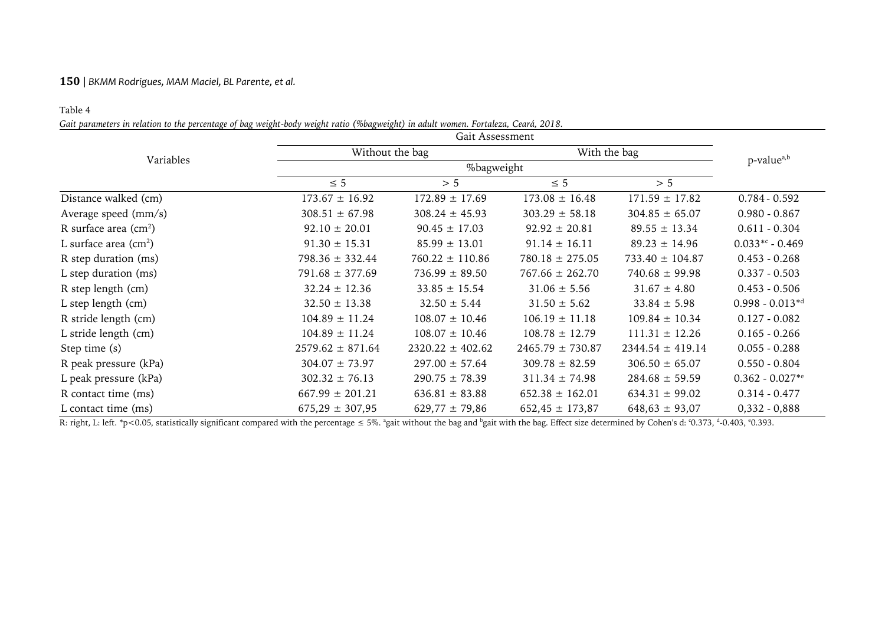Table 4

*Gait parameters in relation to the percentage of bag weight-body weight ratio (%bagweight) in adult women. Fortaleza, Ceará, 2018.*

| Variables | Gait Assessment | | | | p-value[a,b] |
|---|---|---|---|---|---|
| | Without the bag | | With the bag | | |
| | %bagweight | | | | |
| | ≤ 5 | > 5 | ≤ 5 | > 5 | |
| Distance walked (cm) | 173.67 ± 16.92 | 172.89 ± 17.69 | 173.08 ± 16.48 | 171.59 ± 17.82 | 0.784 - 0.592 |
| Average speed (mm/s) | 308.51 ± 67.98 | 308.24 ± 45.93 | 303.29 ± 58.18 | 304.85 ± 65.07 | 0.980 - 0.867 |
| R surface area ($cm^2$) | 92.10 ± 20.01 | 90.45 ± 17.03 | 92.92 ± 20.81 | 89.55 ± 13.34 | 0.611 - 0.304 |
| L surface area ($cm^2$) | 91.30 ± 15.31 | 85.99 ± 13.01 | 91.14 ± 16.11 | 89.23 ± 14.96 | 0.033*[c] - 0.469 |
| R step duration (ms) | 798.36 ± 332.44 | 760.22 ± 110.86 | 780.18 ± 275.05 | 733.40 ± 104.87 | 0.453 - 0.268 |
| L step duration (ms) | 791.68 ± 377.69 | 736.99 ± 89.50 | 767.66 ± 262.70 | 740.68 ± 99.98 | 0.337 - 0.503 |
| R step length (cm) | 32.24 ± 12.36 | 33.85 ± 15.54 | 31.06 ± 5.56 | 31.67 ± 4.80 | 0.453 - 0.506 |
| L step length (cm) | 32.50 ± 13.38 | 32.50 ± 5.44 | 31.50 ± 5.62 | 33.84 ± 5.98 | 0.998 - 0.013*[d] |
| R stride length (cm) | 104.89 ± 11.24 | 108.07 ± 10.46 | 106.19 ± 11.18 | 109.84 ± 10.34 | 0.127 - 0.082 |
| L stride length (cm) | 104.89 ± 11.24 | 108.07 ± 10.46 | 108.78 ± 12.79 | 111.31 ± 12.26 | 0.165 - 0.266 |
| Step time (s) | 2579.62 ± 871.64 | 2320.22 ± 402.62 | 2465.79 ± 730.87 | 2344.54 ± 419.14 | 0.055 - 0.288 |
| R peak pressure (kPa) | 304.07 ± 73.97 | 297.00 ± 57.64 | 309.78 ± 82.59 | 306.50 ± 65.07 | 0.550 - 0.804 |
| L peak pressure (kPa) | 302.32 ± 76.13 | 290.75 ± 78.39 | 311.34 ± 74.98 | 284.68 ± 59.59 | 0.362 - 0.027*[e] |
| R contact time (ms) | 667.99 ± 201.21 | 636.81 ± 83.88 | 652.38 ± 162.01 | 634.31 ± 99.02 | 0.314 - 0.477 |
| L contact time (ms) | 675,29 ± 307,95 | 629,77 ± 79,86 | 652,45 ± 173,87 | 648,63 ± 93,07 | 0,332 - 0,888 |

R: right, L: left. *$p<0.05$, statistically significant compared with the percentage ≤ 5%. [a]gait without the bag and [b]gait with the bag. Effect size determined by Cohen's d: [c]0.373, [d]-0.403, [e]0.393.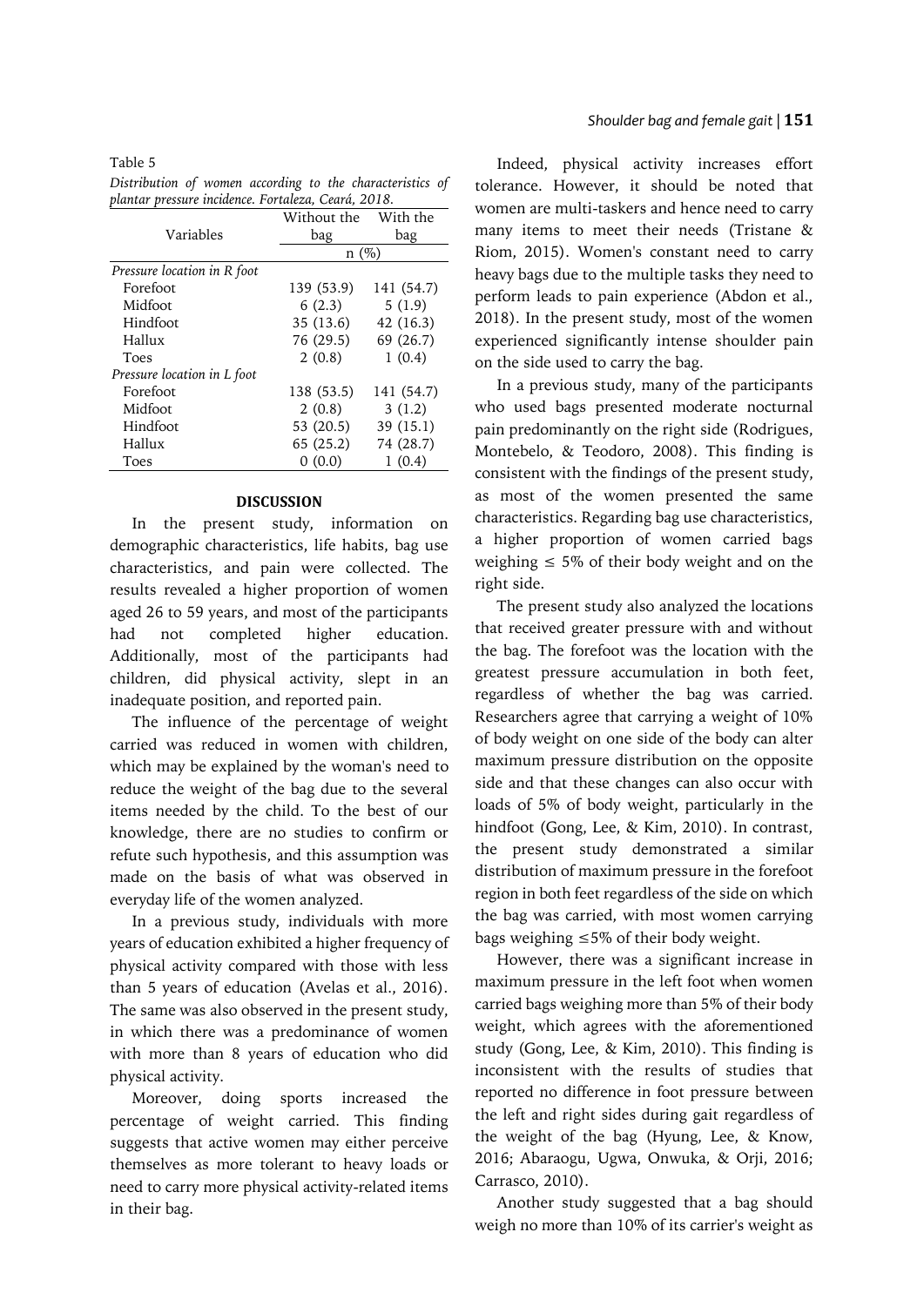Table 5

*Distribution of women according to the characteristics of plantar pressure incidence. Fortaleza, Ceará, 2018.*

| Variables | Without the bag | With the bag |
|---|---|---|
| | n (%) | |
| *Pressure location in R foot* | | |
| Forefoot | 139 (53.9) | 141 (54.7) |
| Midfoot | 6 (2.3) | 5 (1.9) |
| Hindfoot | 35 (13.6) | 42 (16.3) |
| Hallux | 76 (29.5) | 69 (26.7) |
| Toes | 2 (0.8) | 1 (0.4) |
| *Pressure location in L foot* | | |
| Forefoot | 138 (53.5) | 141 (54.7) |
| Midfoot | 2 (0.8) | 3 (1.2) |
| Hindfoot | 53 (20.5) | 39 (15.1) |
| Hallux | 65 (25.2) | 74 (28.7) |
| Toes | 0 (0.0) | 1 (0.4) |

## DISCUSSION

In the present study, information on demographic characteristics, life habits, bag use characteristics, and pain were collected. The results revealed a higher proportion of women aged 26 to 59 years, and most of the participants had not completed higher education. Additionally, most of the participants had children, did physical activity, slept in an inadequate position, and reported pain.

The influence of the percentage of weight carried was reduced in women with children, which may be explained by the woman's need to reduce the weight of the bag due to the several items needed by the child. To the best of our knowledge, there are no studies to confirm or refute such hypothesis, and this assumption was made on the basis of what was observed in everyday life of the women analyzed.

In a previous study, individuals with more years of education exhibited a higher frequency of physical activity compared with those with less than 5 years of education (Avelas et al., 2016). The same was also observed in the present study, in which there was a predominance of women with more than 8 years of education who did physical activity.

Moreover, doing sports increased the percentage of weight carried. This finding suggests that active women may either perceive themselves as more tolerant to heavy loads or need to carry more physical activity-related items in their bag.

Indeed, physical activity increases effort tolerance. However, it should be noted that women are multi-taskers and hence need to carry many items to meet their needs (Tristane & Riom, 2015). Women's constant need to carry heavy bags due to the multiple tasks they need to perform leads to pain experience (Abdon et al., 2018). In the present study, most of the women experienced significantly intense shoulder pain on the side used to carry the bag.

In a previous study, many of the participants who used bags presented moderate nocturnal pain predominantly on the right side (Rodrigues, Montebelo, & Teodoro, 2008). This finding is consistent with the findings of the present study, as most of the women presented the same characteristics. Regarding bag use characteristics, a higher proportion of women carried bags weighing ≤ 5% of their body weight and on the right side.

The present study also analyzed the locations that received greater pressure with and without the bag. The forefoot was the location with the greatest pressure accumulation in both feet, regardless of whether the bag was carried. Researchers agree that carrying a weight of 10% of body weight on one side of the body can alter maximum pressure distribution on the opposite side and that these changes can also occur with loads of 5% of body weight, particularly in the hindfoot (Gong, Lee, & Kim, 2010). In contrast, the present study demonstrated a similar distribution of maximum pressure in the forefoot region in both feet regardless of the side on which the bag was carried, with most women carrying bags weighing ≤5% of their body weight.

However, there was a significant increase in maximum pressure in the left foot when women carried bags weighing more than 5% of their body weight, which agrees with the aforementioned study (Gong, Lee, & Kim, 2010). This finding is inconsistent with the results of studies that reported no difference in foot pressure between the left and right sides during gait regardless of the weight of the bag (Hyung, Lee, & Know, 2016; Abaraogu, Ugwa, Onwuka, & Orji, 2016; Carrasco, 2010).

Another study suggested that a bag should weigh no more than 10% of its carrier's weight as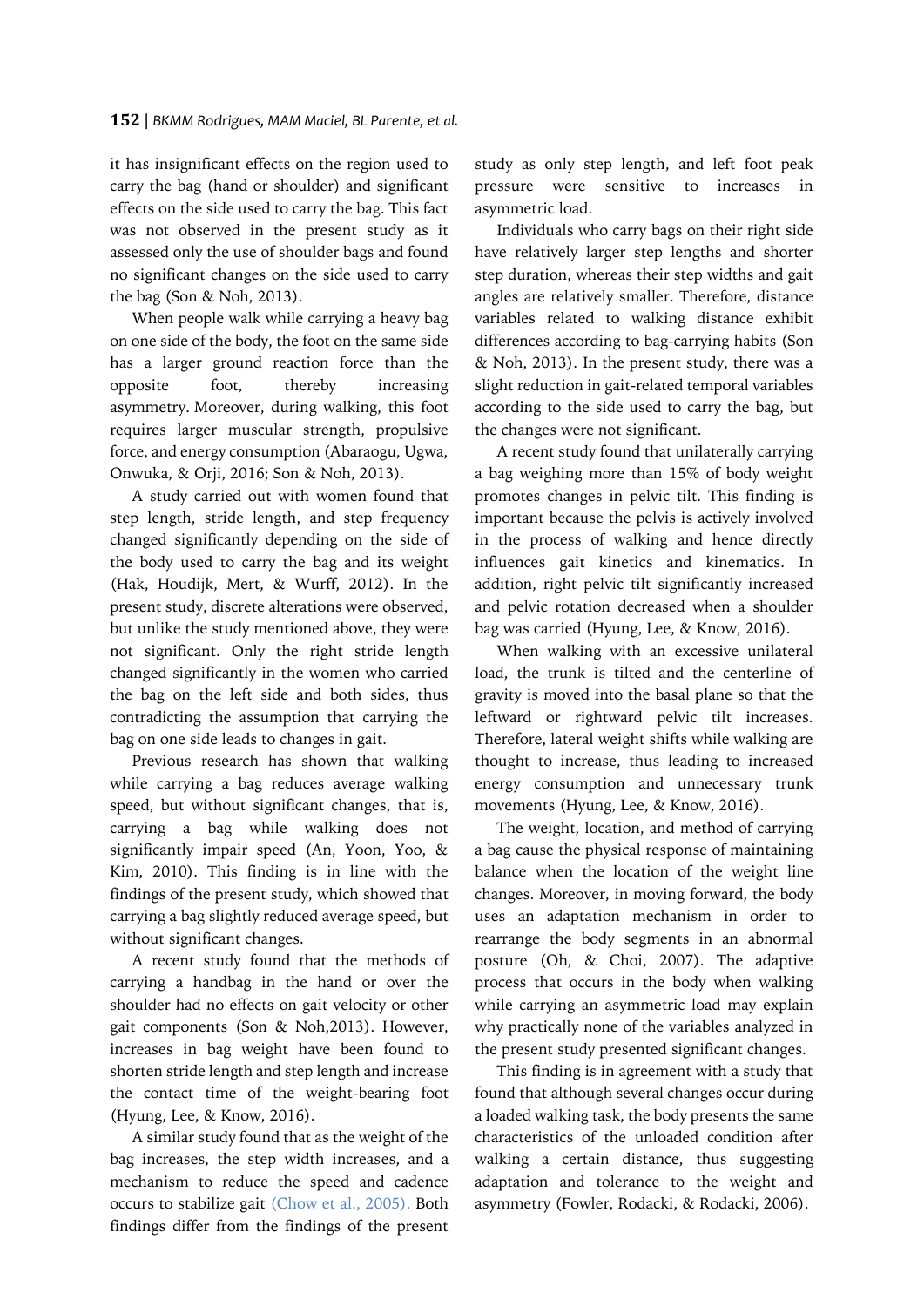it has insignificant effects on the region used to carry the bag (hand or shoulder) and significant effects on the side used to carry the bag. This fact was not observed in the present study as it assessed only the use of shoulder bags and found no significant changes on the side used to carry the bag (Son & Noh, 2013).

When people walk while carrying a heavy bag on one side of the body, the foot on the same side has a larger ground reaction force than the opposite foot, thereby increasing asymmetry. Moreover, during walking, this foot requires larger muscular strength, propulsive force, and energy consumption (Abaraogu, Ugwa, Onwuka, & Orji, 2016; Son & Noh, 2013).

A study carried out with women found that step length, stride length, and step frequency changed significantly depending on the side of the body used to carry the bag and its weight (Hak, Houdijk, Mert, & Wurff, 2012). In the present study, discrete alterations were observed, but unlike the study mentioned above, they were not significant. Only the right stride length changed significantly in the women who carried the bag on the left side and both sides, thus contradicting the assumption that carrying the bag on one side leads to changes in gait.

Previous research has shown that walking while carrying a bag reduces average walking speed, but without significant changes, that is, carrying a bag while walking does not significantly impair speed (An, Yoon, Yoo, & Kim, 2010). This finding is in line with the findings of the present study, which showed that carrying a bag slightly reduced average speed, but without significant changes.

A recent study found that the methods of carrying a handbag in the hand or over the shoulder had no effects on gait velocity or other gait components (Son & Noh,2013). However, increases in bag weight have been found to shorten stride length and step length and increase the contact time of the weight-bearing foot (Hyung, Lee, & Know, 2016).

A similar study found that as the weight of the bag increases, the step width increases, and a mechanism to reduce the speed and cadence occurs to stabilize gait (Chow et al., 2005). Both findings differ from the findings of the present study as only step length, and left foot peak pressure were sensitive to increases in asymmetric load.

Individuals who carry bags on their right side have relatively larger step lengths and shorter step duration, whereas their step widths and gait angles are relatively smaller. Therefore, distance variables related to walking distance exhibit differences according to bag-carrying habits (Son & Noh, 2013). In the present study, there was a slight reduction in gait-related temporal variables according to the side used to carry the bag, but the changes were not significant.

A recent study found that unilaterally carrying a bag weighing more than 15% of body weight promotes changes in pelvic tilt. This finding is important because the pelvis is actively involved in the process of walking and hence directly influences gait kinetics and kinematics. In addition, right pelvic tilt significantly increased and pelvic rotation decreased when a shoulder bag was carried (Hyung, Lee, & Know, 2016).

When walking with an excessive unilateral load, the trunk is tilted and the centerline of gravity is moved into the basal plane so that the leftward or rightward pelvic tilt increases. Therefore, lateral weight shifts while walking are thought to increase, thus leading to increased energy consumption and unnecessary trunk movements (Hyung, Lee, & Know, 2016).

The weight, location, and method of carrying a bag cause the physical response of maintaining balance when the location of the weight line changes. Moreover, in moving forward, the body uses an adaptation mechanism in order to rearrange the body segments in an abnormal posture (Oh, & Choi, 2007). The adaptive process that occurs in the body when walking while carrying an asymmetric load may explain why practically none of the variables analyzed in the present study presented significant changes.

This finding is in agreement with a study that found that although several changes occur during a loaded walking task, the body presents the same characteristics of the unloaded condition after walking a certain distance, thus suggesting adaptation and tolerance to the weight and asymmetry (Fowler, Rodacki, & Rodacki, 2006).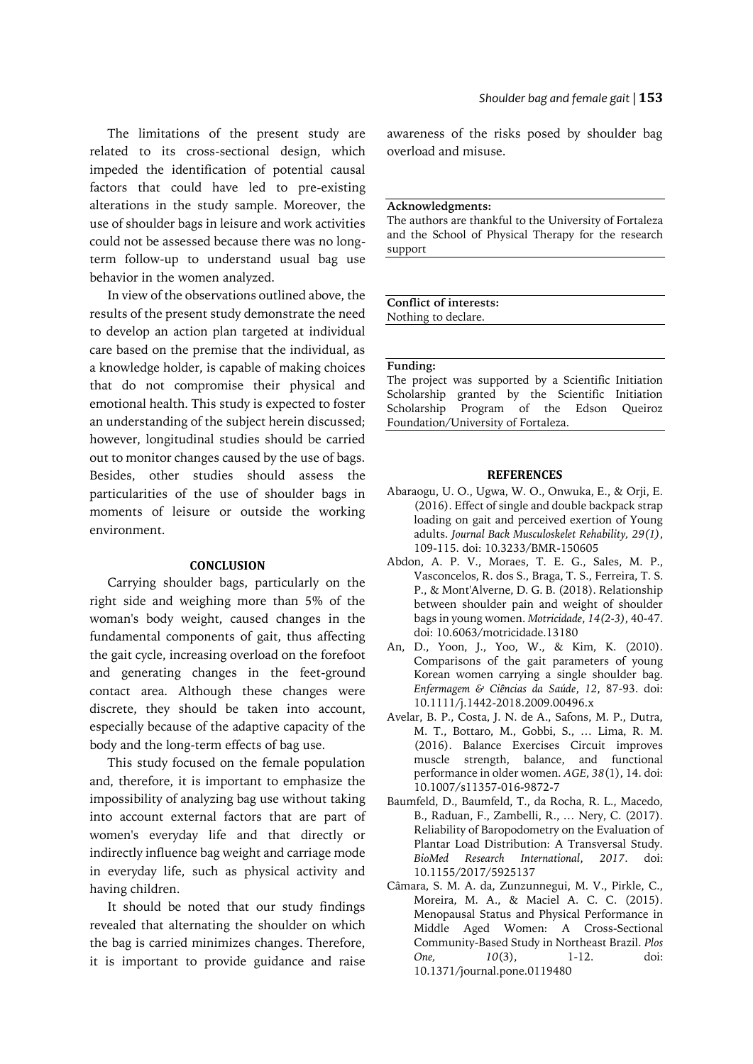The limitations of the present study are related to its cross-sectional design, which impeded the identification of potential causal factors that could have led to pre-existing alterations in the study sample. Moreover, the use of shoulder bags in leisure and work activities could not be assessed because there was no long-term follow-up to understand usual bag use behavior in the women analyzed.

In view of the observations outlined above, the results of the present study demonstrate the need to develop an action plan targeted at individual care based on the premise that the individual, as a knowledge holder, is capable of making choices that do not compromise their physical and emotional health. This study is expected to foster an understanding of the subject herein discussed; however, longitudinal studies should be carried out to monitor changes caused by the use of bags. Besides, other studies should assess the particularities of the use of shoulder bags in moments of leisure or outside the working environment.

## CONCLUSION

Carrying shoulder bags, particularly on the right side and weighing more than 5% of the woman's body weight, caused changes in the fundamental components of gait, thus affecting the gait cycle, increasing overload on the forefoot and generating changes in the feet-ground contact area. Although these changes were discrete, they should be taken into account, especially because of the adaptive capacity of the body and the long-term effects of bag use.

This study focused on the female population and, therefore, it is important to emphasize the impossibility of analyzing bag use without taking into account external factors that are part of women's everyday life and that directly or indirectly influence bag weight and carriage mode in everyday life, such as physical activity and having children.

It should be noted that our study findings revealed that alternating the shoulder on which the bag is carried minimizes changes. Therefore, it is important to provide guidance and raise awareness of the risks posed by shoulder bag overload and misuse.

**Acknowledgments:**
The authors are thankful to the University of Fortaleza and the School of Physical Therapy for the research support

**Conflict of interests:**
Nothing to declare.

**Funding:**
The project was supported by a Scientific Initiation Scholarship granted by the Scientific Initiation Scholarship Program of the Edson Queiroz Foundation/University of Fortaleza.

## REFERENCES

Abaraogu, U. O., Ugwa, W. O., Onwuka, E., & Orji, E. (2016). Effect of single and double backpack strap loading on gait and perceived exertion of Young adults. *Journal Back Musculoskelet Rehability, 29(1)*, 109-115. doi: 10.3233/BMR-150605

Abdon, A. P. V., Moraes, T. E. G., Sales, M. P., Vasconcelos, R. dos S., Braga, T. S., Ferreira, T. S. P., & Mont'Alverne, D. G. B. (2018). Relationship between shoulder pain and weight of shoulder bags in young women. *Motricidade*, *14(2-3)*, 40-47. doi: 10.6063/motricidade.13180

An, D., Yoon, J., Yoo, W., & Kim, K. (2010). Comparisons of the gait parameters of young Korean women carrying a single shoulder bag. *Enfermagem & Ciências da Saúde*, *12*, 87-93. doi: 10.1111/j.1442-2018.2009.00496.x

Avelar, B. P., Costa, J. N. de A., Safons, M. P., Dutra, M. T., Bottaro, M., Gobbi, S., … Lima, R. M. (2016). Balance Exercises Circuit improves muscle strength, balance, and functional performance in older women. *AGE*, *38*(1), 14. doi: 10.1007/s11357-016-9872-7

Baumfeld, D., Baumfeld, T., da Rocha, R. L., Macedo, B., Raduan, F., Zambelli, R., … Nery, C. (2017). Reliability of Baropodometry on the Evaluation of Plantar Load Distribution: A Transversal Study. *BioMed Research International*, *2017*. doi: 10.1155/2017/5925137

Câmara, S. M. A. da, Zunzunnegui, M. V., Pirkle, C., Moreira, M. A., & Maciel A. C. C. (2015). Menopausal Status and Physical Performance in Middle Aged Women: A Cross-Sectional Community-Based Study in Northeast Brazil. *Plos One, 10*(3), 1-12. doi: 10.1371/journal.pone.0119480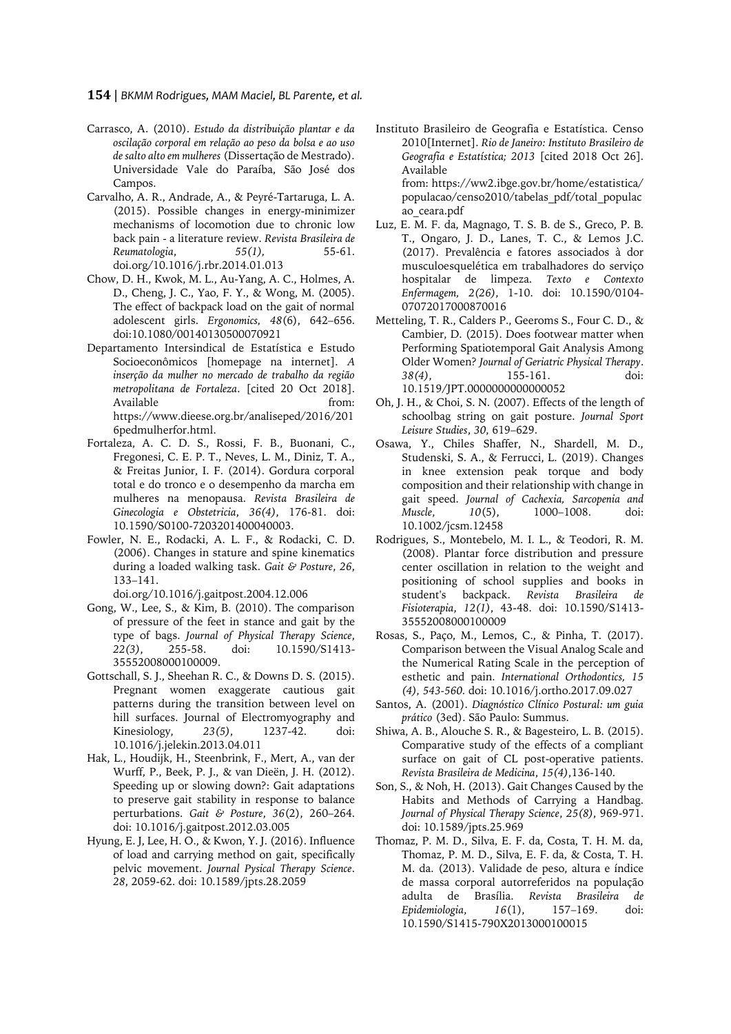Carrasco, A. (2010). *Estudo da distribuição plantar e da oscilação corporal em relação ao peso da bolsa e ao uso de salto alto em mulheres* (Dissertação de Mestrado). Universidade Vale do Paraíba, São José dos Campos.

Carvalho, A. R., Andrade, A., & Peyré-Tartaruga, L. A. (2015). Possible changes in energy-minimizer mechanisms of locomotion due to chronic low back pain - a literature review. *Revista Brasileira de Reumatologia*, *55(1)*, 55-61. doi.org/10.1016/j.rbr.2014.01.013

Chow, D. H., Kwok, M. L., Au-Yang, A. C., Holmes, A. D., Cheng, J. C., Yao, F. Y., & Wong, M. (2005). The effect of backpack load on the gait of normal adolescent girls. *Ergonomics, 48*(6), 642–656. doi:10.1080/00140130500070921

Departamento Intersindical de Estatística e Estudo Socioeconômicos [homepage na internet]. *A inserção da mulher no mercado de trabalho da região metropolitana de Fortaleza*. [cited 20 Oct 2018]. Available from: https://www.dieese.org.br/analiseped/2016/2016pedmulherfor.html.

Fortaleza, A. C. D. S., Rossi, F. B., Buonani, C., Fregonesi, C. E. P. T., Neves, L. M., Diniz, T. A., & Freitas Junior, I. F. (2014). Gordura corporal total e do tronco e o desempenho da marcha em mulheres na menopausa. *Revista Brasileira de Ginecologia e Obstetricia*, *36(4)*, 176-81. doi: 10.1590/S0100-7203201400040003.

Fowler, N. E., Rodacki, A. L. F., & Rodacki, C. D. (2006). Changes in stature and spine kinematics during a loaded walking task. *Gait & Posture*, *26*, 133–141. doi.org/10.1016/j.gaitpost.2004.12.006

Gong, W., Lee, S., & Kim, B. (2010). The comparison of pressure of the feet in stance and gait by the type of bags. *Journal of Physical Therapy Science*, *22(3)*, 255-58. doi: 10.1590/S1413-35552008000100009.

Gottschall, S. J., Sheehan R. C., & Downs D. S. (2015). Pregnant women exaggerate cautious gait patterns during the transition between level on hill surfaces. Journal of Electromyography and Kinesiology, *23(5)*, 1237-42. doi: 10.1016/j.jelekin.2013.04.011

Hak, L., Houdijk, H., Steenbrink, F., Mert, A., van der Wurff, P., Beek, P. J., & van Dieën, J. H. (2012). Speeding up or slowing down?: Gait adaptations to preserve gait stability in response to balance perturbations. *Gait & Posture*, *36*(2), 260–264. doi: 10.1016/j.gaitpost.2012.03.005

Hyung, E. J, Lee, H. O., & Kwon, Y. J. (2016). Influence of load and carrying method on gait, specifically pelvic movement. *Journal Pysical Therapy Science*. *28*, 2059-62. doi: 10.1589/jpts.28.2059

Instituto Brasileiro de Geografia e Estatística. Censo 2010[Internet]. *Rio de Janeiro: Instituto Brasileiro de Geografia e Estatística; 2013* [cited 2018 Oct 26]. Available from: https://ww2.ibge.gov.br/home/estatistica/populacao/censo2010/tabelas_pdf/total_populacao_ceara.pdf

Luz, E. M. F. da, Magnago, T. S. B. de S., Greco, P. B. T., Ongaro, J. D., Lanes, T. C., & Lemos J.C. (2017). Prevalência e fatores associados à dor musculoesquelética em trabalhadores do serviço hospitalar de limpeza. *Texto e Contexto Enfermagem, 2(26)*, 1-10. doi: 10.1590/0104-07072017000870016

Metteling, T. R., Calders P., Geeroms S., Four C. D., & Cambier, D. (2015). Does footwear matter when Performing Spatiotemporal Gait Analysis Among Older Women? *Journal of Geriatric Physical Therapy*. *38(4)*, 155-161. doi: 10.1519/JPT.0000000000000052

Oh, J. H., & Choi, S. N. (2007). Effects of the length of schoolbag string on gait posture. *Journal Sport Leisure Studies*, *30*, 619–629.

Osawa, Y., Chiles Shaffer, N., Shardell, M. D., Studenski, S. A., & Ferrucci, L. (2019). Changes in knee extension peak torque and body composition and their relationship with change in gait speed. *Journal of Cachexia, Sarcopenia and Muscle*, *10*(5), 1000–1008. doi: 10.1002/jcsm.12458

Rodrigues, S., Montebelo, M. I. L., & Teodori, R. M. (2008). Plantar force distribution and pressure center oscillation in relation to the weight and positioning of school supplies and books in student's backpack. *Revista Brasileira de Fisioterapia*, *12(1)*, 43-48. doi: 10.1590/S1413-35552008000100009

Rosas, S., Paço, M., Lemos, C., & Pinha, T. (2017). Comparison between the Visual Analog Scale and the Numerical Rating Scale in the perception of esthetic and pain. *International Orthodontics, 15 (4), 543-560.* doi: 10.1016/j.ortho.2017.09.027

Santos, A. (2001). *Diagnóstico Clínico Postural: um guia prático* (3ed). São Paulo: Summus.

Shiwa, A. B., Alouche S. R., & Bagesteiro, L. B. (2015). Comparative study of the effects of a compliant surface on gait of CL post-operative patients. *Revista Brasileira de Medicina*, *15(4)*,136-140.

Son, S., & Noh, H. (2013). Gait Changes Caused by the Habits and Methods of Carrying a Handbag. *Journal of Physical Therapy Science*, *25(8)*, 969-971. doi: 10.1589/jpts.25.969

Thomaz, P. M. D., Silva, E. F. da, Costa, T. H. M. da, Thomaz, P. M. D., Silva, E. F. da, & Costa, T. H. M. da. (2013). Validade de peso, altura e índice de massa corporal autorreferidos na população adulta de Brasília. *Revista Brasileira de Epidemiologia*, *16*(1), 157–169. doi: 10.1590/S1415-790X2013000100015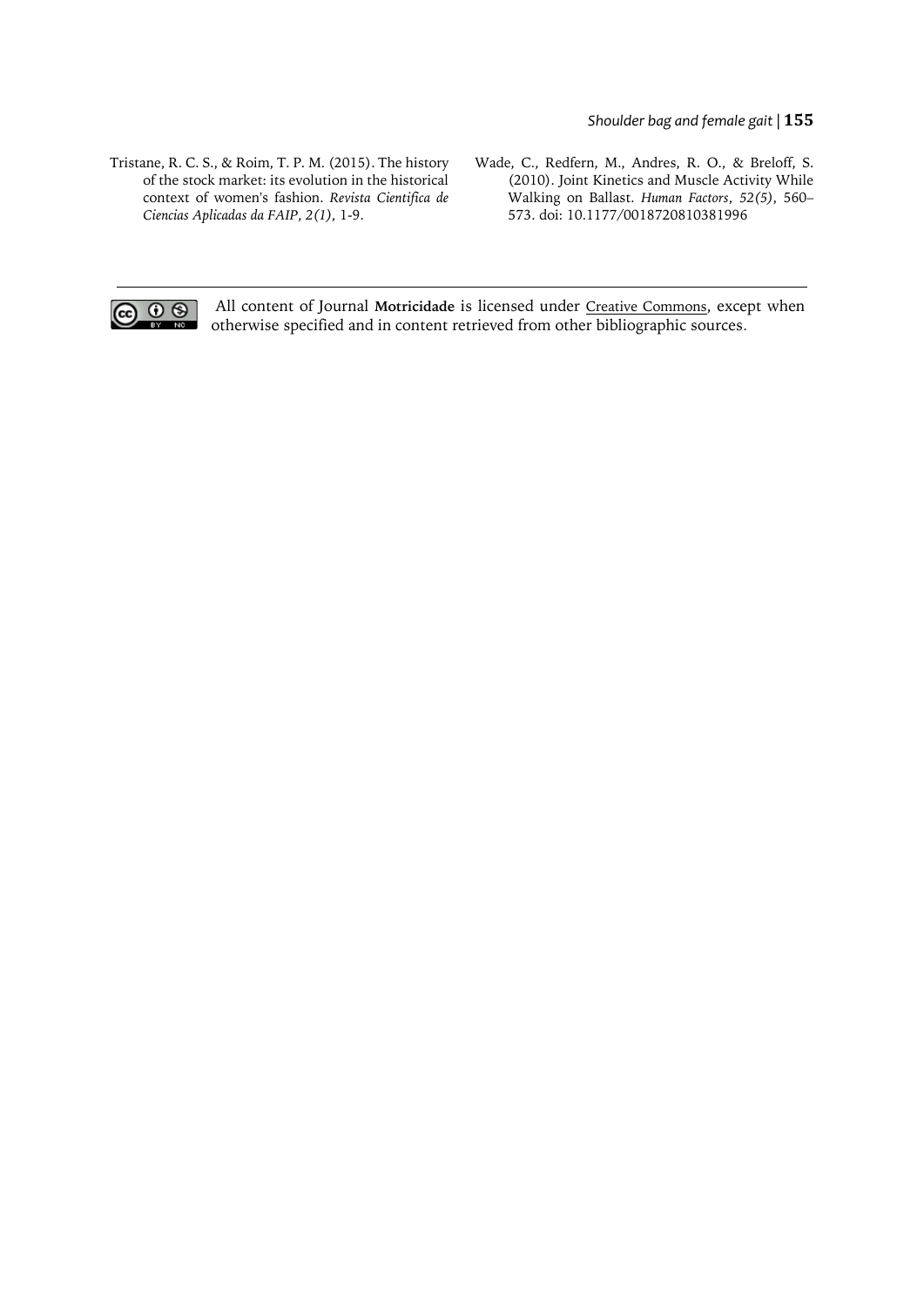Tristane, R. C. S., & Roim, T. P. M. (2015). The history of the stock market: its evolution in the historical context of women's fashion. *Revista Cientifica de Ciencias Aplicadas da FAIP*, *2(1)*, 1-9.

Wade, C., Redfern, M., Andres, R. O., & Breloff, S. (2010). Joint Kinetics and Muscle Activity While Walking on Ballast. *Human Factors*, *52(5)*, 560–573. doi: 10.1177/0018720810381996

---

All content of Journal **Motricidade** is licensed under Creative Commons, except when otherwise specified and in content retrieved from other bibliographic sources.